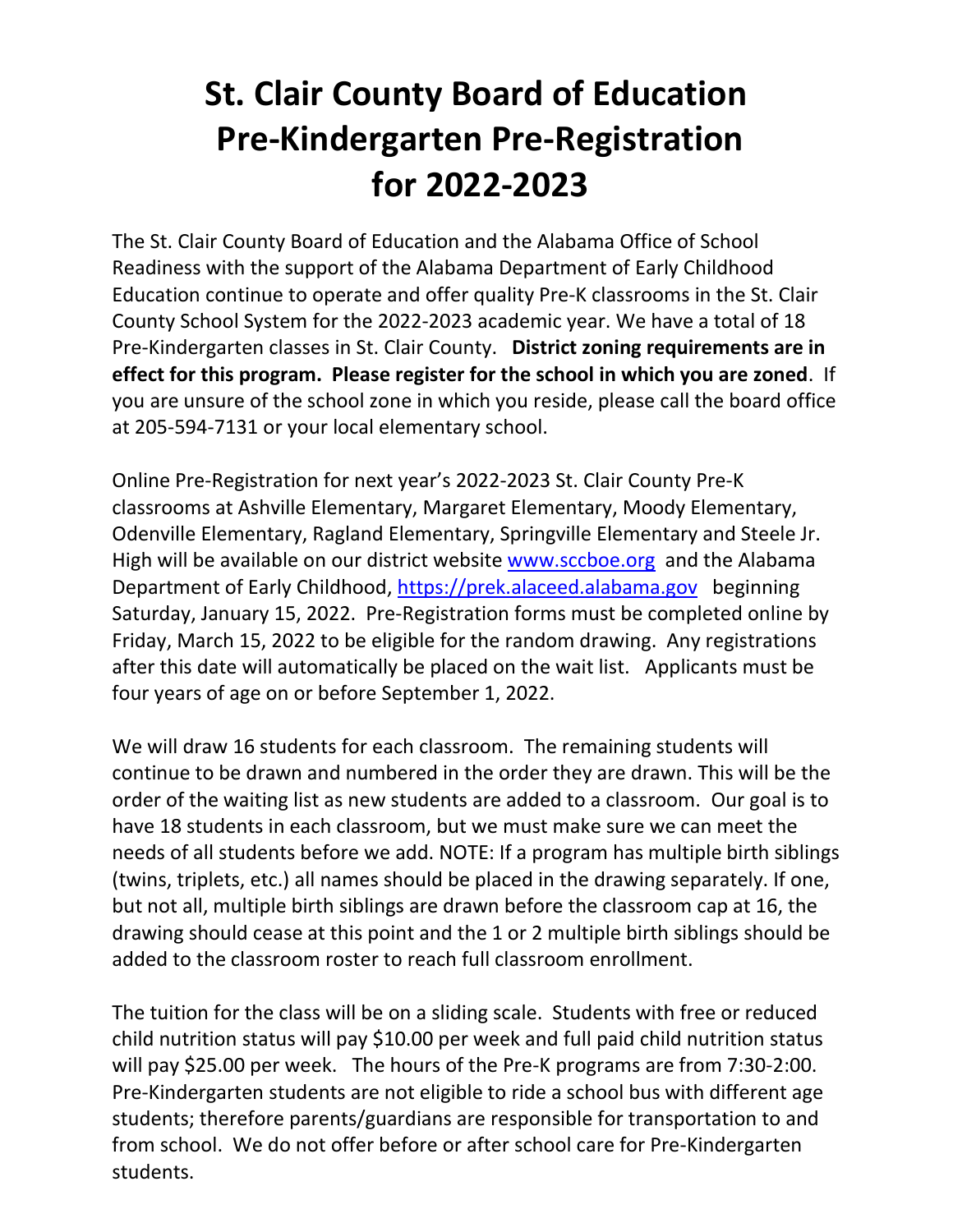# St. Clair County Board of Education Pre-Kindergarten Pre-Registration for 2022-2023

The St. Clair County Board of Education and the Alabama Office of School Readiness with the support of the Alabama Department of Early Childhood Education continue to operate and offer quality Pre-K classrooms in the St. Clair County School System for the 2022-2023 academic year. We have a total of 18 Pre-Kindergarten classes in St. Clair County. **District zoning requirements are in effect for this program. Please register for the school in which you are zoned**. If you are unsure of the school zone in which you reside, please call the board office at 205-594-7131 or your local elementary school.

Online Pre-Registration for next year's 2022-2023 St. Clair County Pre-K classrooms at Ashville Elementary, Margaret Elementary, Moody Elementary, Odenville Elementary, Ragland Elementary, Springville Elementary and Steele Jr. High will be available on our district website [www.sccboe.org](www.sccboe.org) and the Alabama Department of Early Childhood, [https://prek.alaceed.alabama.gov](https://prek.alaceed.alabama.gov) beginning Saturday, January 15, 2022. Pre-Registration forms must be completed online by Friday, March 15, 2022 to be eligible for the random drawing. Any registrations after this date will automatically be placed on the wait list. Applicants must be four years of age on or before September 1, 2022.

We will draw 16 students for each classroom. The remaining students will continue to be drawn and numbered in the order they are drawn. This will be the order of the waiting list as new students are added to a classroom. Our goal is to have 18 students in each classroom, but we must make sure we can meet the needs of all students before we add. NOTE: If a program has multiple birth siblings (twins, triplets, etc.) all names should be placed in the drawing separately. If one, but not all, multiple birth siblings are drawn before the classroom cap at 16, the drawing should cease at this point and the 1 or 2 multiple birth siblings should be added to the classroom roster to reach full classroom enrollment.

The tuition for the class will be on a sliding scale. Students with free or reduced child nutrition status will pay $10.00 per week and full paid child nutrition status will pay $25.00 per week. The hours of the Pre-K programs are from 7:30-2:00. Pre-Kindergarten students are not eligible to ride a school bus with different age students; therefore parents/guardians are responsible for transportation to and from school. We do not offer before or after school care for Pre-Kindergarten students.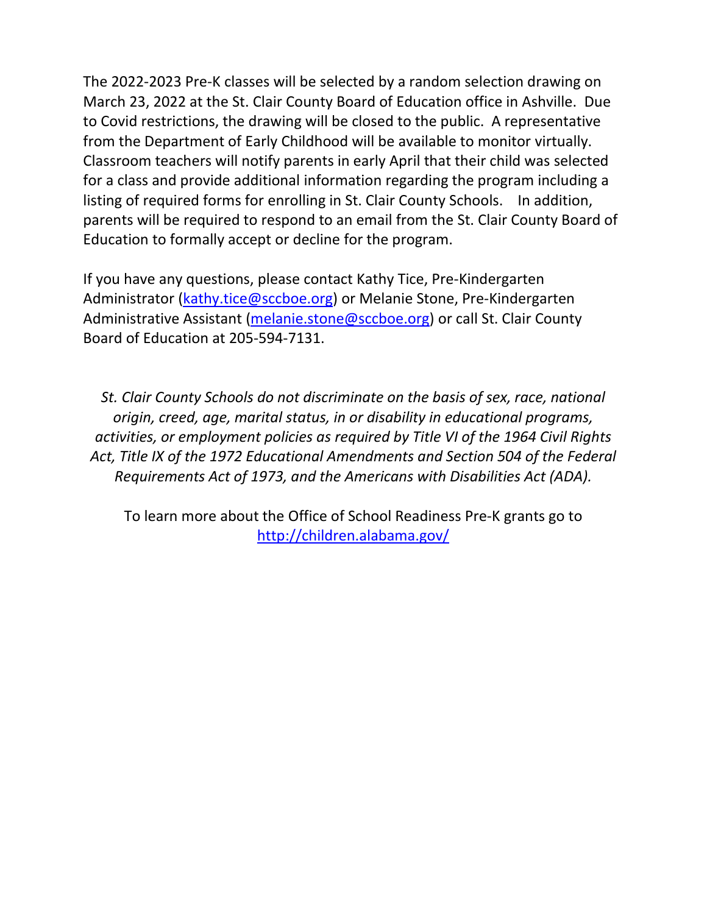The 2022-2023 Pre-K classes will be selected by a random selection drawing on March 23, 2022 at the St. Clair County Board of Education office in Ashville. Due to Covid restrictions, the drawing will be closed to the public. A representative from the Department of Early Childhood will be available to monitor virtually. Classroom teachers will notify parents in early April that their child was selected for a class and provide additional information regarding the program including a listing of required forms for enrolling in St. Clair County Schools. In addition, parents will be required to respond to an email from the St. Clair County Board of Education to formally accept or decline for the program.

If you have any questions, please contact Kathy Tice, Pre-Kindergarten Administrator (kathy.tice@sccboe.org) or Melanie Stone, Pre-Kindergarten Administrative Assistant (melanie.stone@sccboe.org) or call St. Clair County Board of Education at 205-594-7131.

*St. Clair County Schools do not discriminate on the basis of sex, race, national origin, creed, age, marital status, in or disability in educational programs, activities, or employment policies as required by Title VI of the 1964 Civil Rights Act, Title IX of the 1972 Educational Amendments and Section 504 of the Federal Requirements Act of 1973, and the Americans with Disabilities Act (ADA).*

To learn more about the Office of School Readiness Pre-K grants go to http://children.alabama.gov/